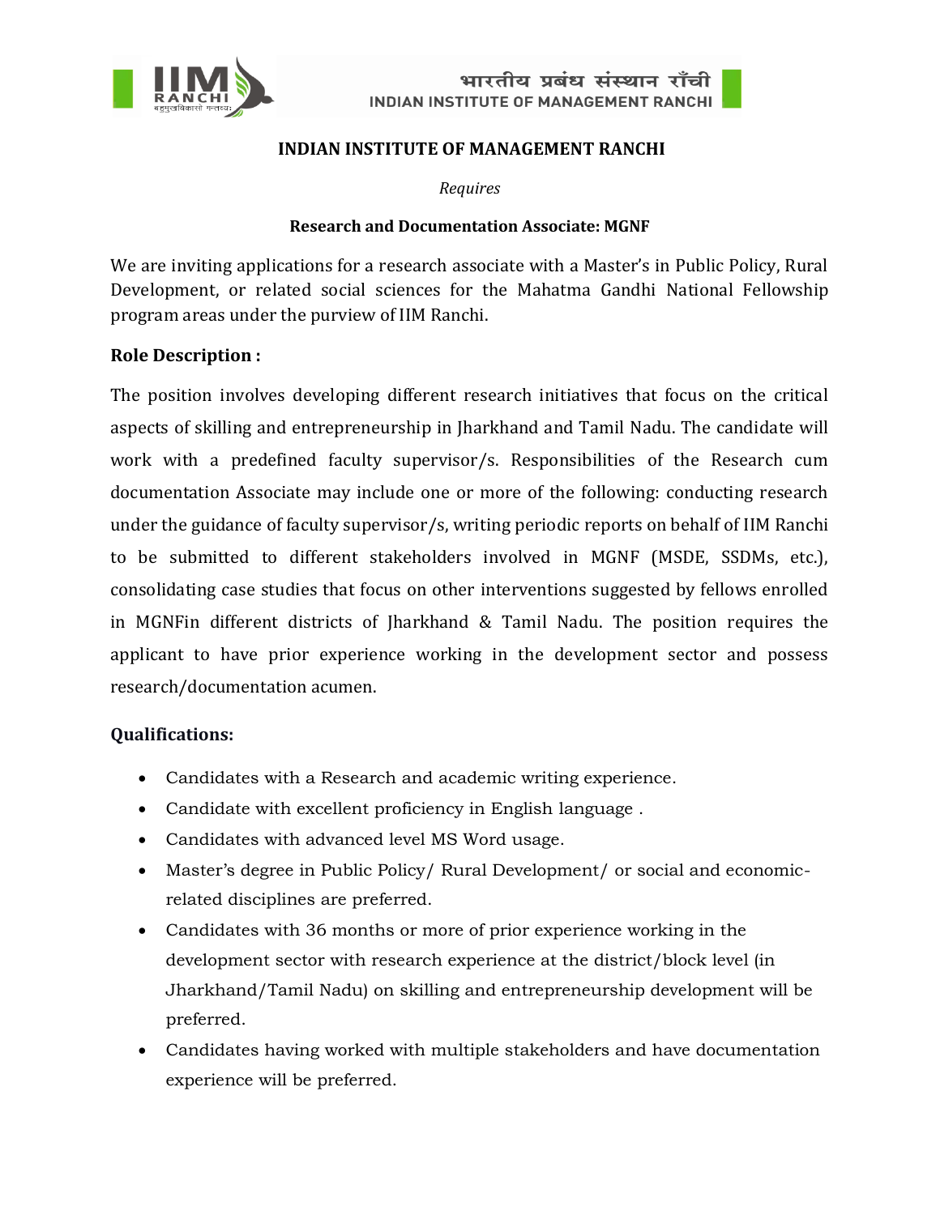# INDIAN INSTITUTE OF MANAGEMENT RANCHI

*Requires*

**Research and Documentation Associate: MGNF**

We are inviting applications for a research associate with a Master's in Public Policy, Rural Development, or related social sciences for the Mahatma Gandhi National Fellowship program areas under the purview of IIM Ranchi.

## Role Description :

The position involves developing different research initiatives that focus on the critical aspects of skilling and entrepreneurship in Jharkhand and Tamil Nadu. The candidate will work with a predefined faculty supervisor/s. Responsibilities of the Research cum documentation Associate may include one or more of the following: conducting research under the guidance of faculty supervisor/s, writing periodic reports on behalf of IIM Ranchi to be submitted to different stakeholders involved in MGNF (MSDE, SSDMs, etc.), consolidating case studies that focus on other interventions suggested by fellows enrolled in MGNFin different districts of Jharkhand & Tamil Nadu. The position requires the applicant to have prior experience working in the development sector and possess research/documentation acumen.

## Qualifications:

- Candidates with a Research and academic writing experience.
- Candidate with excellent proficiency in English language .
- Candidates with advanced level MS Word usage.
- Master's degree in Public Policy/ Rural Development/ or social and economic-related disciplines are preferred.
- Candidates with 36 months or more of prior experience working in the development sector with research experience at the district/block level (in Jharkhand/Tamil Nadu) on skilling and entrepreneurship development will be preferred.
- Candidates having worked with multiple stakeholders and have documentation experience will be preferred.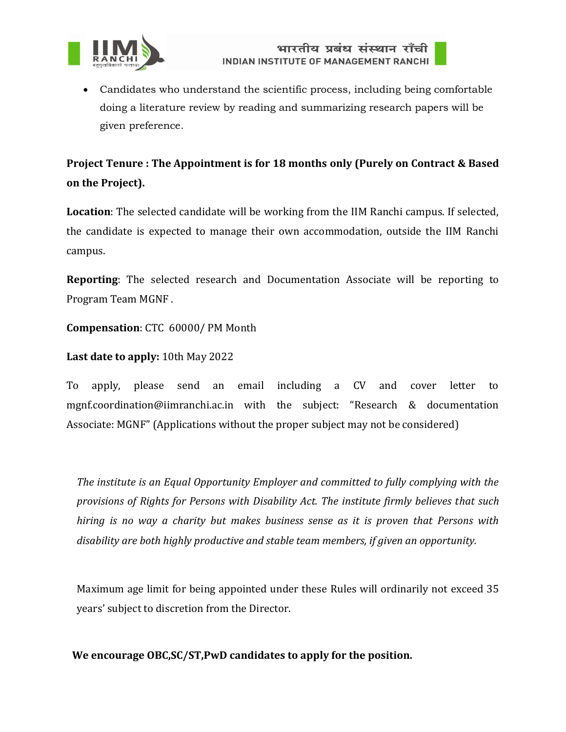- Candidates who understand the scientific process, including being comfortable doing a literature review by reading and summarizing research papers will be given preference.

**Project Tenure : The Appointment is for 18 months only (Purely on Contract & Based on the Project).**

**Location**: The selected candidate will be working from the IIM Ranchi campus. If selected, the candidate is expected to manage their own accommodation, outside the IIM Ranchi campus.

**Reporting**: The selected research and Documentation Associate will be reporting to Program Team MGNF .

**Compensation**: CTC 60000/ PM Month

**Last date to apply:** 10th May 2022

To apply, please send an email including a CV and cover letter to mgnf.coordination@iimranchi.ac.in with the subject: "Research & documentation Associate: MGNF" (Applications without the proper subject may not be considered)

*The institute is an Equal Opportunity Employer and committed to fully complying with the provisions of Rights for Persons with Disability Act. The institute firmly believes that such hiring is no way a charity but makes business sense as it is proven that Persons with disability are both highly productive and stable team members, if given an opportunity.*

Maximum age limit for being appointed under these Rules will ordinarily not exceed 35 years' subject to discretion from the Director.

**We encourage OBC,SC/ST,PwD candidates to apply for the position.**